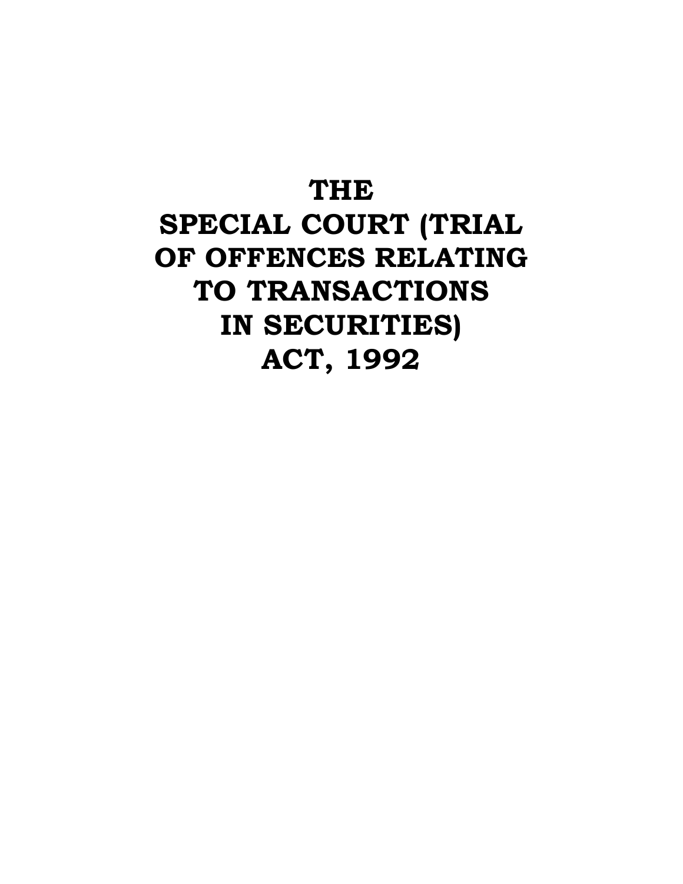# THE SPECIAL COURT (TRIAL OF OFFENCES RELATING TO TRANSACTIONS IN SECURITIES) ACT, 1992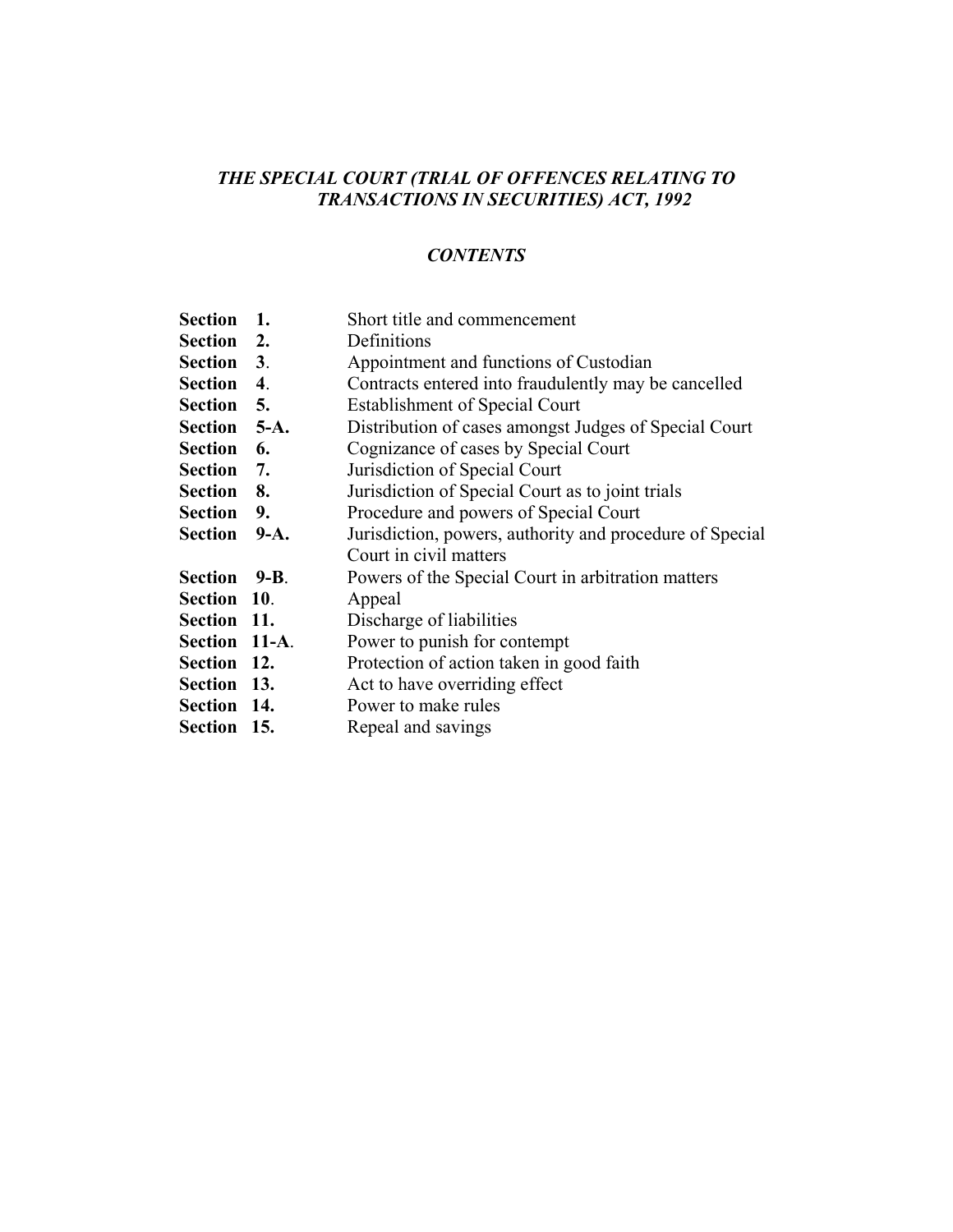# *THE SPECIAL COURT (TRIAL OF OFFENCES RELATING TO TRANSACTIONS IN SECURITIES) ACT, 1992*

## *CONTENTS*

| | |
|---|---|
| **Section 1.** | Short title and commencement |
| **Section 2.** | Definitions |
| **Section 3.** | Appointment and functions of Custodian |
| **Section 4.** | Contracts entered into fraudulently may be cancelled |
| **Section 5.** | Establishment of Special Court |
| **Section 5-A.** | Distribution of cases amongst Judges of Special Court |
| **Section 6.** | Cognizance of cases by Special Court |
| **Section 7.** | Jurisdiction of Special Court |
| **Section 8.** | Jurisdiction of Special Court as to joint trials |
| **Section 9.** | Procedure and powers of Special Court |
| **Section 9-A.** | Jurisdiction, powers, authority and procedure of Special Court in civil matters |
| **Section 9-B.** | Powers of the Special Court in arbitration matters |
| **Section 10.** | Appeal |
| **Section 11.** | Discharge of liabilities |
| **Section 11-A.** | Power to punish for contempt |
| **Section 12.** | Protection of action taken in good faith |
| **Section 13.** | Act to have overriding effect |
| **Section 14.** | Power to make rules |
| **Section 15.** | Repeal and savings |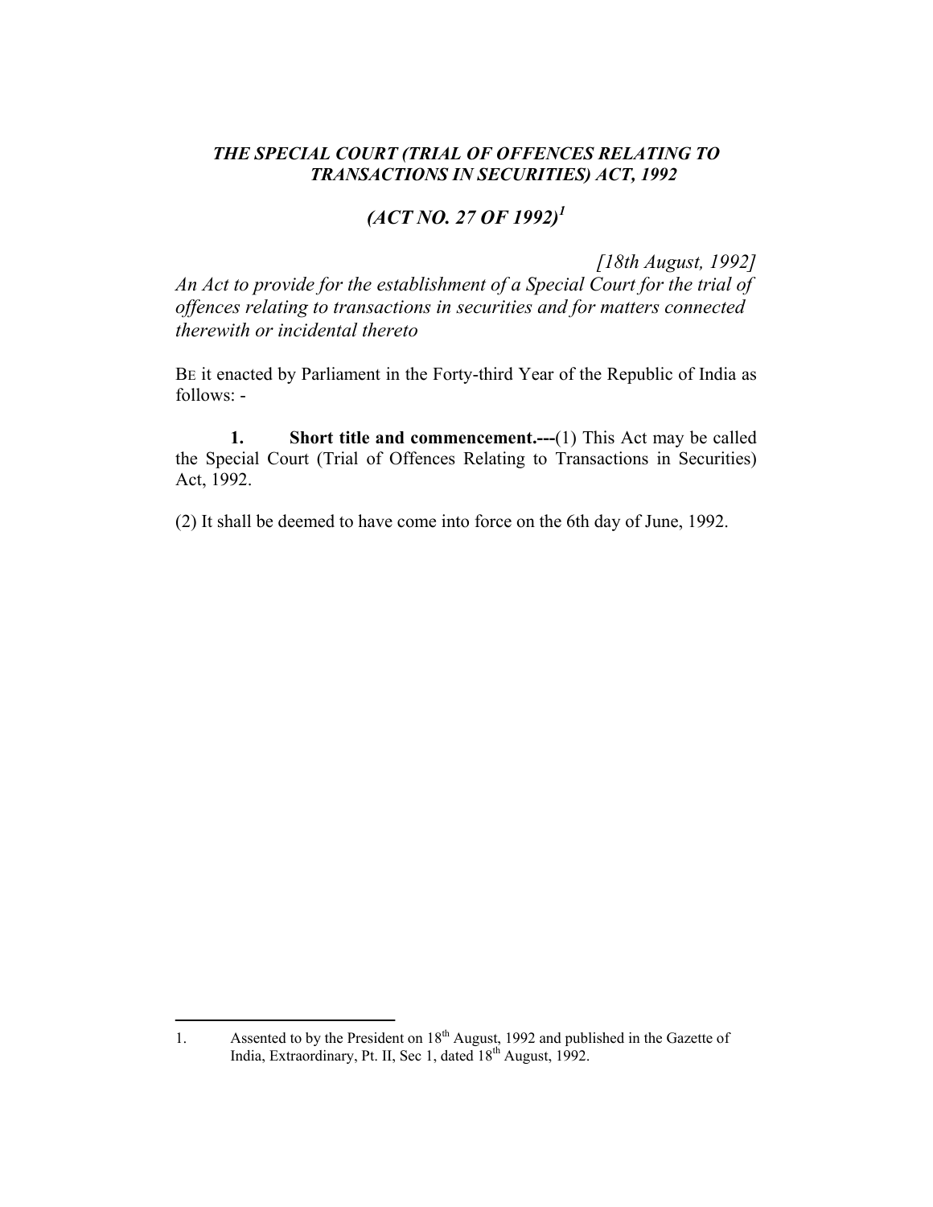# *THE SPECIAL COURT (TRIAL OF OFFENCES RELATING TO TRANSACTIONS IN SECURITIES) ACT, 1992*

## *(ACT NO. 27 OF 1992)[1]*

*[18th August, 1992]*

*An Act to provide for the establishment of a Special Court for the trial of offences relating to transactions in securities and for matters connected therewith or incidental thereto*

BE it enacted by Parliament in the Forty-third Year of the Republic of India as follows: -

**1. Short title and commencement.---**(1) This Act may be called the Special Court (Trial of Offences Relating to Transactions in Securities) Act, 1992.

(2) It shall be deemed to have come into force on the 6th day of June, 1992.

---

1. Assented to by the President on 18th August, 1992 and published in the Gazette of India, Extraordinary, Pt. II, Sec 1, dated 18th August, 1992.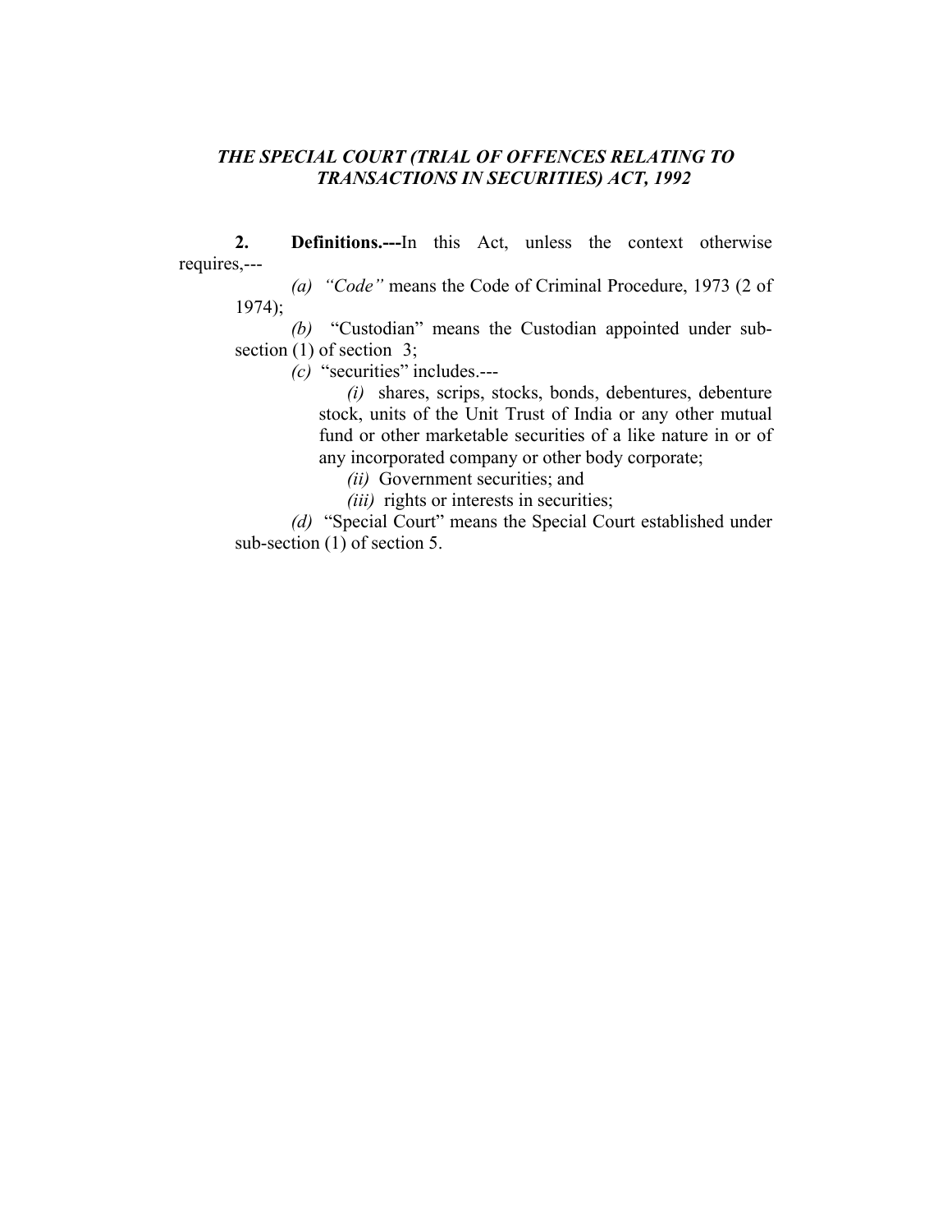***THE SPECIAL COURT (TRIAL OF OFFENCES RELATING TO TRANSACTIONS IN SECURITIES) ACT, 1992***

**2. Definitions.---**In this Act, unless the context otherwise requires,---

*(a)* *"Code"* means the Code of Criminal Procedure, 1973 (2 of 1974);

*(b)* "Custodian" means the Custodian appointed under sub-section (1) of section 3;

*(c)* "securities" includes.---

*(i)* shares, scrips, stocks, bonds, debentures, debenture stock, units of the Unit Trust of India or any other mutual fund or other marketable securities of a like nature in or of any incorporated company or other body corporate;

*(ii)* Government securities; and

*(iii)* rights or interests in securities;

*(d)* "Special Court" means the Special Court established under sub-section (1) of section 5.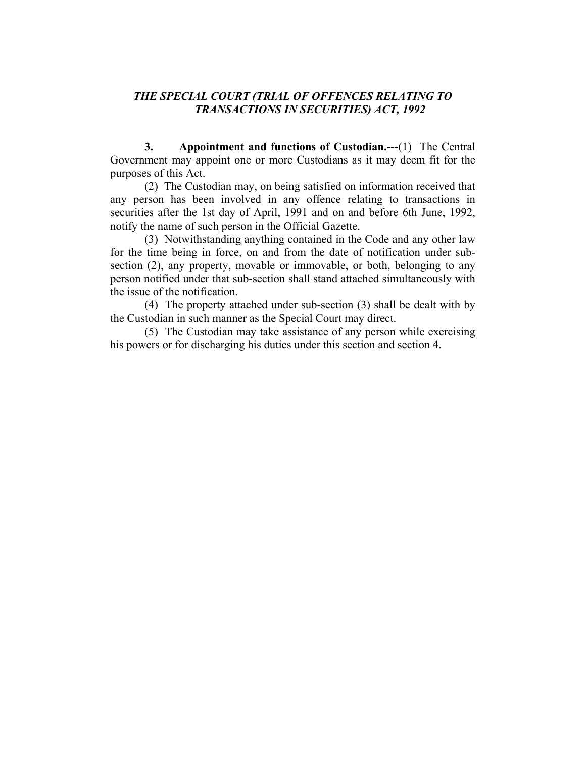***THE SPECIAL COURT (TRIAL OF OFFENCES RELATING TO TRANSACTIONS IN SECURITIES) ACT, 1992***

**3. Appointment and functions of Custodian.---**(1) The Central Government may appoint one or more Custodians as it may deem fit for the purposes of this Act.

(2) The Custodian may, on being satisfied on information received that any person has been involved in any offence relating to transactions in securities after the 1st day of April, 1991 and on and before 6th June, 1992, notify the name of such person in the Official Gazette.

(3) Notwithstanding anything contained in the Code and any other law for the time being in force, on and from the date of notification under sub-section (2), any property, movable or immovable, or both, belonging to any person notified under that sub-section shall stand attached simultaneously with the issue of the notification.

(4) The property attached under sub-section (3) shall be dealt with by the Custodian in such manner as the Special Court may direct.

(5) The Custodian may take assistance of any person while exercising his powers or for discharging his duties under this section and section 4.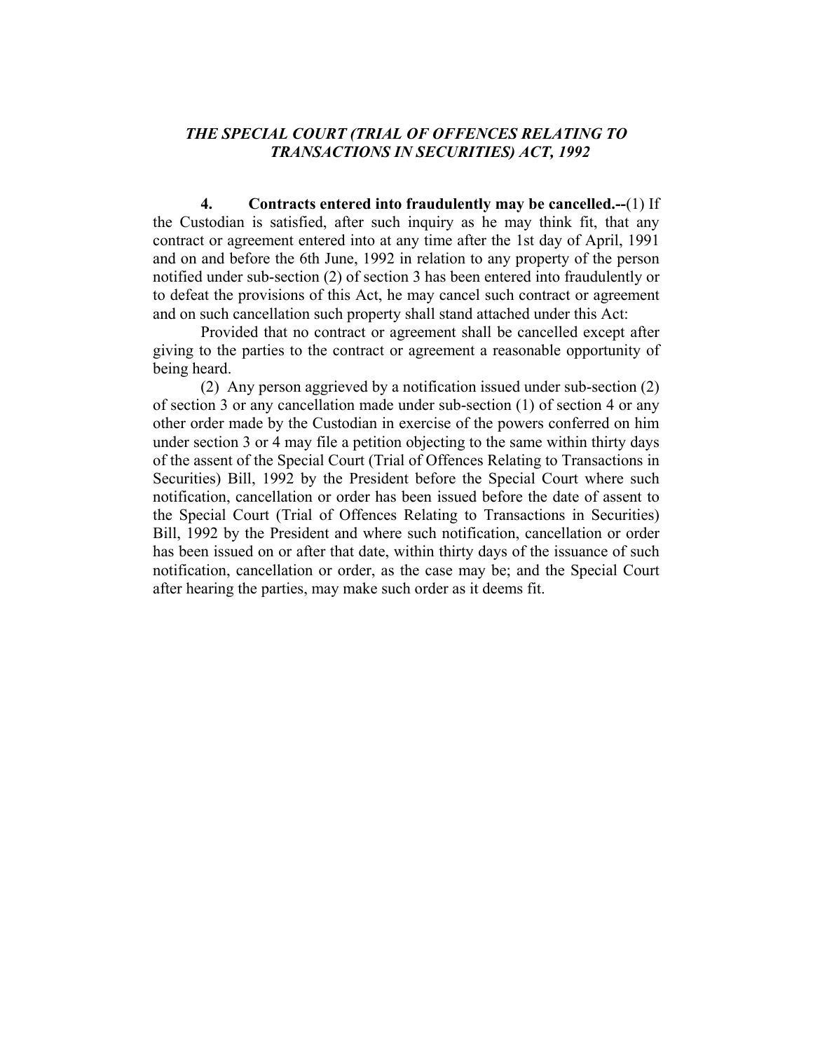***THE SPECIAL COURT (TRIAL OF OFFENCES RELATING TO TRANSACTIONS IN SECURITIES) ACT, 1992***

**4. Contracts entered into fraudulently may be cancelled.--**(1) If the Custodian is satisfied, after such inquiry as he may think fit, that any contract or agreement entered into at any time after the 1st day of April, 1991 and on and before the 6th June, 1992 in relation to any property of the person notified under sub-section (2) of section 3 has been entered into fraudulently or to defeat the provisions of this Act, he may cancel such contract or agreement and on such cancellation such property shall stand attached under this Act:

Provided that no contract or agreement shall be cancelled except after giving to the parties to the contract or agreement a reasonable opportunity of being heard.

(2) Any person aggrieved by a notification issued under sub-section (2) of section 3 or any cancellation made under sub-section (1) of section 4 or any other order made by the Custodian in exercise of the powers conferred on him under section 3 or 4 may file a petition objecting to the same within thirty days of the assent of the Special Court (Trial of Offences Relating to Transactions in Securities) Bill, 1992 by the President before the Special Court where such notification, cancellation or order has been issued before the date of assent to the Special Court (Trial of Offences Relating to Transactions in Securities) Bill, 1992 by the President and where such notification, cancellation or order has been issued on or after that date, within thirty days of the issuance of such notification, cancellation or order, as the case may be; and the Special Court after hearing the parties, may make such order as it deems fit.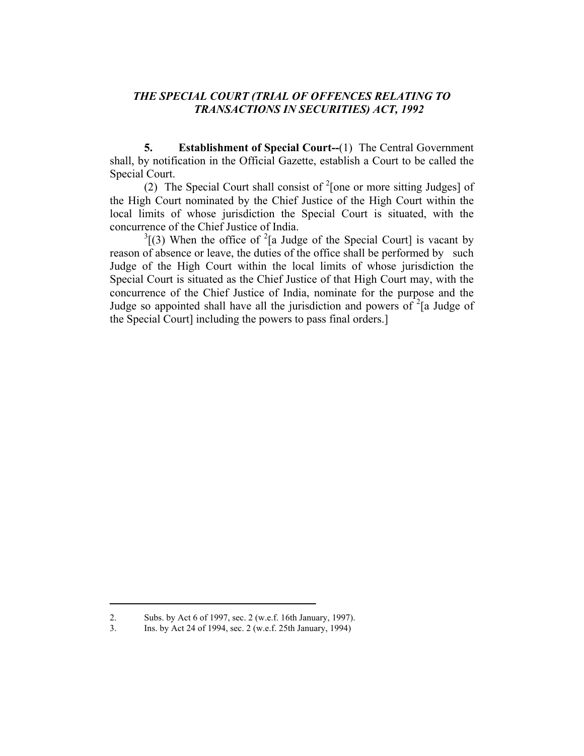# *THE SPECIAL COURT (TRIAL OF OFFENCES RELATING TO TRANSACTIONS IN SECURITIES) ACT, 1992*

**5. Establishment of Special Court--**(1) The Central Government shall, by notification in the Official Gazette, establish a Court to be called the Special Court.

(2) The Special Court shall consist of [2][one or more sitting Judges] of the High Court nominated by the Chief Justice of the High Court within the local limits of whose jurisdiction the Special Court is situated, with the concurrence of the Chief Justice of India.

[3][(3) When the office of [2][a Judge of the Special Court] is vacant by reason of absence or leave, the duties of the office shall be performed by such Judge of the High Court within the local limits of whose jurisdiction the Special Court is situated as the Chief Justice of that High Court may, with the concurrence of the Chief Justice of India, nominate for the purpose and the Judge so appointed shall have all the jurisdiction and powers of [2][a Judge of the Special Court] including the powers to pass final orders.]

---

2. Subs. by Act 6 of 1997, sec. 2 (w.e.f. 16th January, 1997).
3. Ins. by Act 24 of 1994, sec. 2 (w.e.f. 25th January, 1994)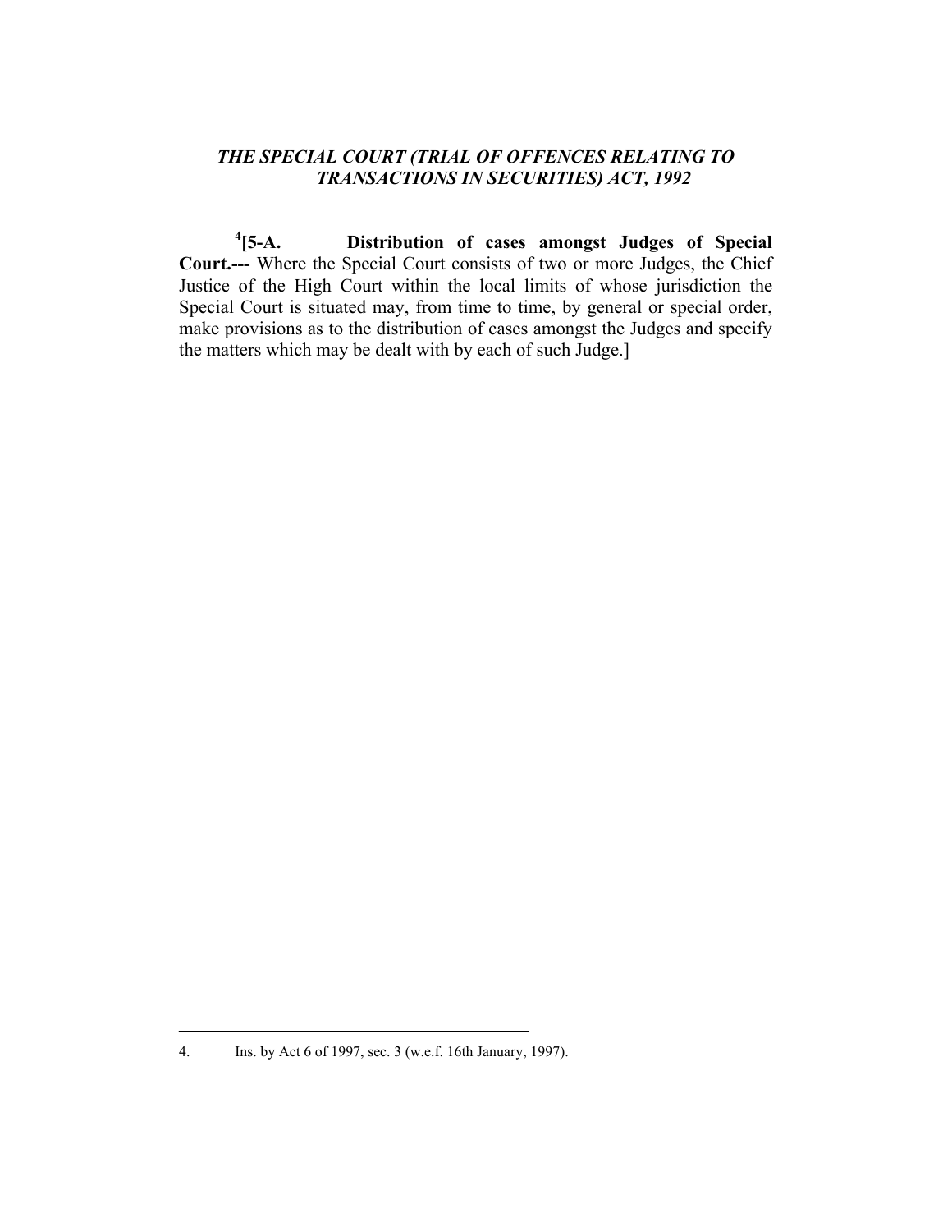***THE SPECIAL COURT (TRIAL OF OFFENCES RELATING TO TRANSACTIONS IN SECURITIES) ACT, 1992***

[4][**5-A. Distribution of cases amongst Judges of Special Court.---** Where the Special Court consists of two or more Judges, the Chief Justice of the High Court within the local limits of whose jurisdiction the Special Court is situated may, from time to time, by general or special order, make provisions as to the distribution of cases amongst the Judges and specify the matters which may be dealt with by each of such Judge.]

---

4. Ins. by Act 6 of 1997, sec. 3 (w.e.f. 16th January, 1997).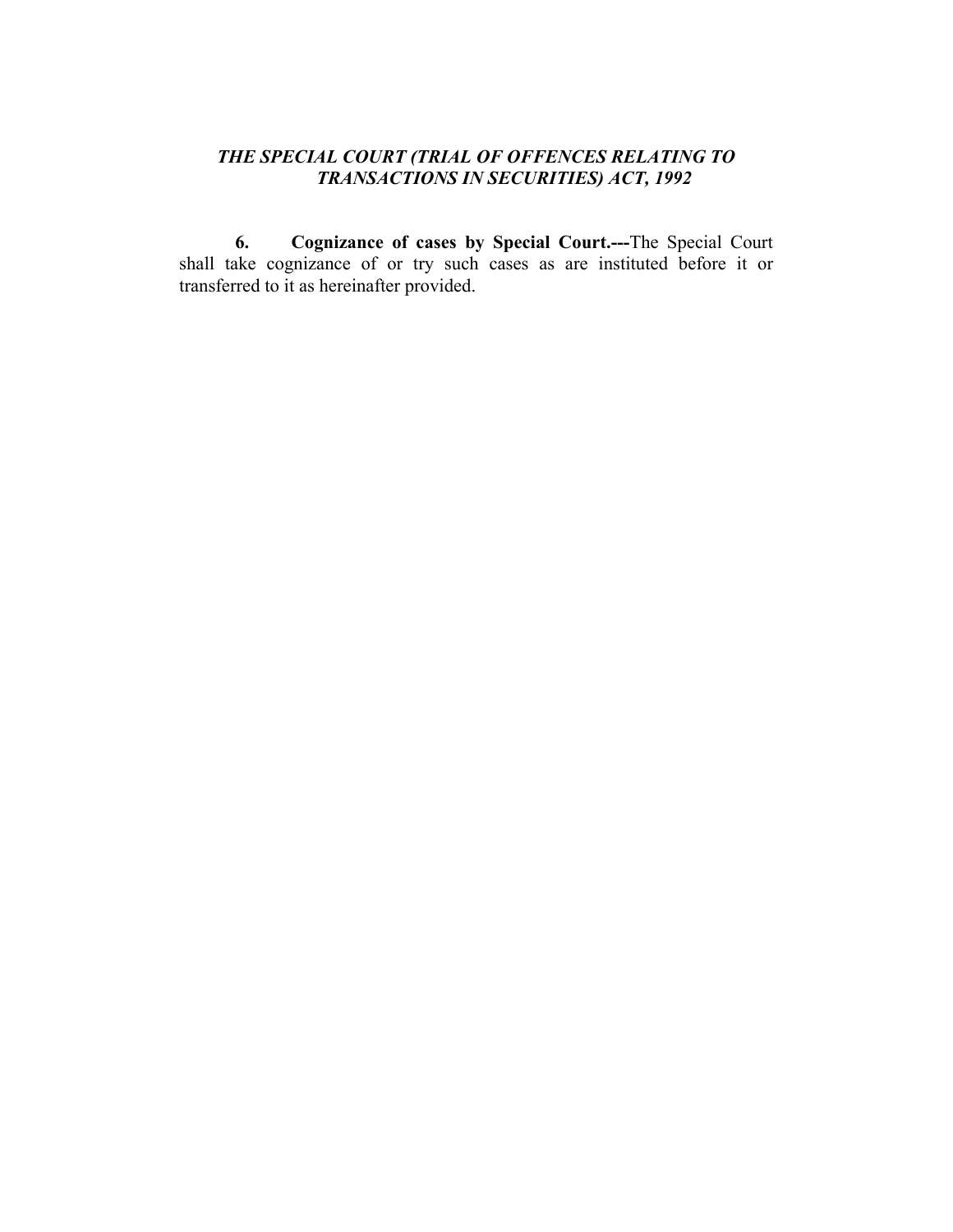***THE SPECIAL COURT (TRIAL OF OFFENCES RELATING TO TRANSACTIONS IN SECURITIES) ACT, 1992***

**6. Cognizance of cases by Special Court.---**The Special Court shall take cognizance of or try such cases as are instituted before it or transferred to it as hereinafter provided.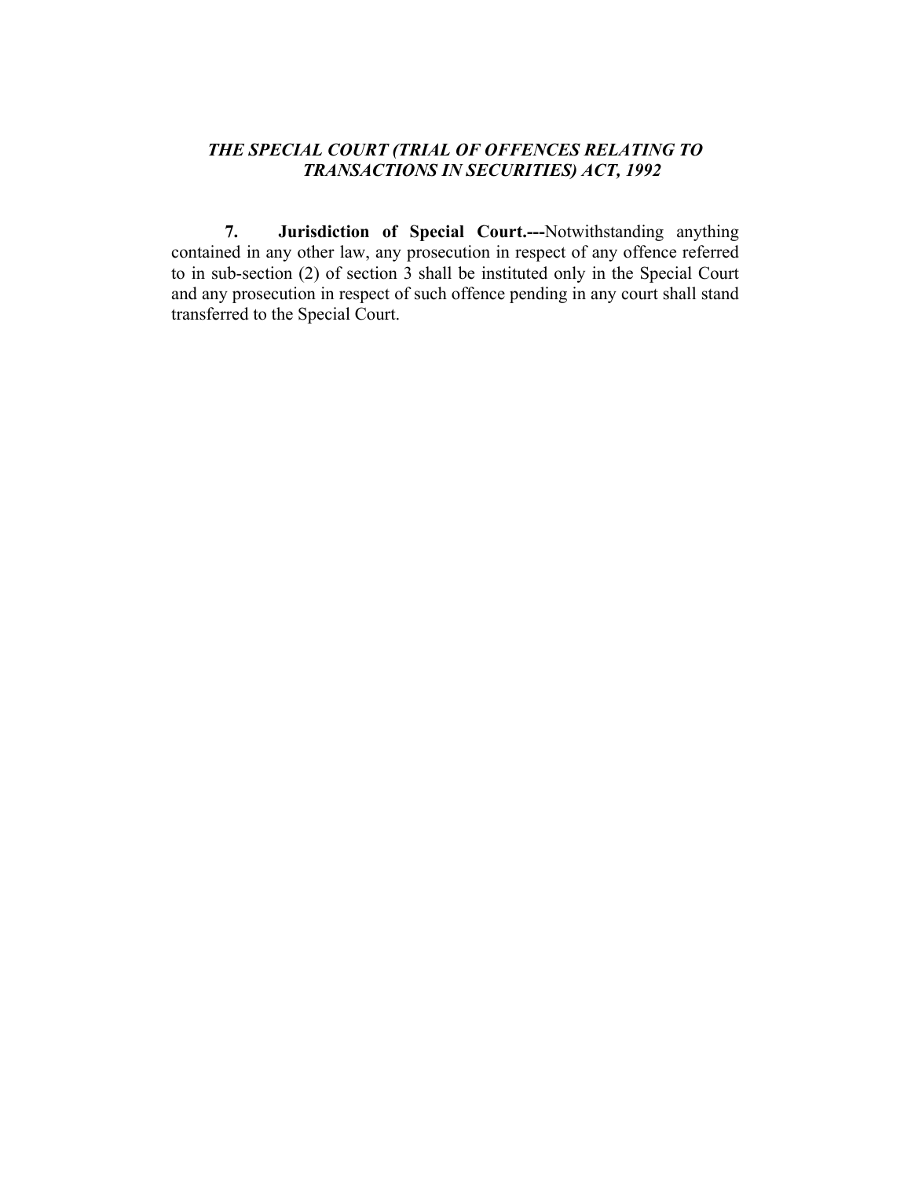***THE SPECIAL COURT (TRIAL OF OFFENCES RELATING TO TRANSACTIONS IN SECURITIES) ACT, 1992***

**7. Jurisdiction of Special Court.---**Notwithstanding anything contained in any other law, any prosecution in respect of any offence referred to in sub-section (2) of section 3 shall be instituted only in the Special Court and any prosecution in respect of such offence pending in any court shall stand transferred to the Special Court.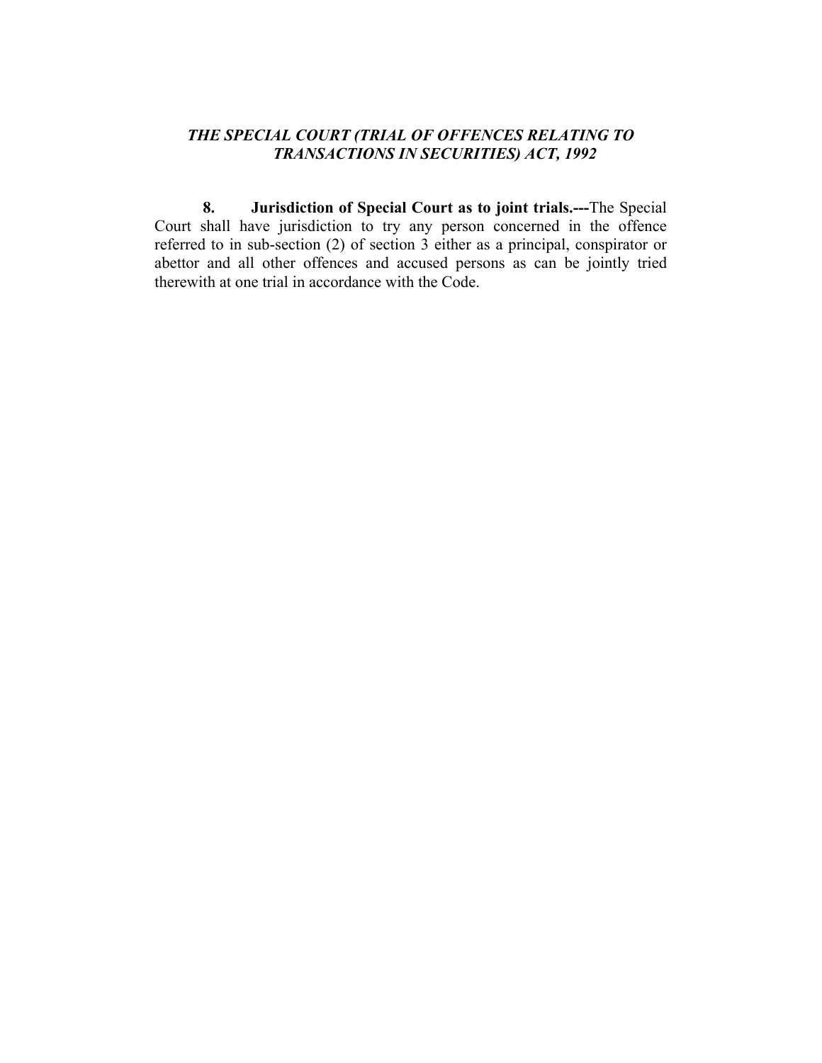***THE SPECIAL COURT (TRIAL OF OFFENCES RELATING TO TRANSACTIONS IN SECURITIES) ACT, 1992***

**8. Jurisdiction of Special Court as to joint trials.---**The Special Court shall have jurisdiction to try any person concerned in the offence referred to in sub-section (2) of section 3 either as a principal, conspirator or abettor and all other offences and accused persons as can be jointly tried therewith at one trial in accordance with the Code.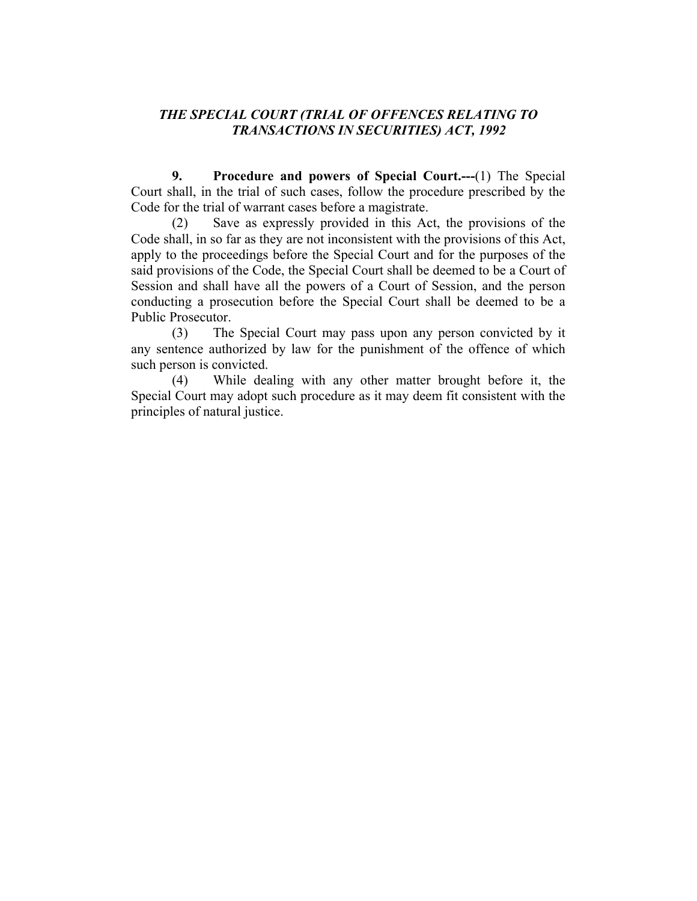***THE SPECIAL COURT (TRIAL OF OFFENCES RELATING TO TRANSACTIONS IN SECURITIES) ACT, 1992***

**9. Procedure and powers of Special Court.---**(1) The Special Court shall, in the trial of such cases, follow the procedure prescribed by the Code for the trial of warrant cases before a magistrate.

(2) Save as expressly provided in this Act, the provisions of the Code shall, in so far as they are not inconsistent with the provisions of this Act, apply to the proceedings before the Special Court and for the purposes of the said provisions of the Code, the Special Court shall be deemed to be a Court of Session and shall have all the powers of a Court of Session, and the person conducting a prosecution before the Special Court shall be deemed to be a Public Prosecutor.

(3) The Special Court may pass upon any person convicted by it any sentence authorized by law for the punishment of the offence of which such person is convicted.

(4) While dealing with any other matter brought before it, the Special Court may adopt such procedure as it may deem fit consistent with the principles of natural justice.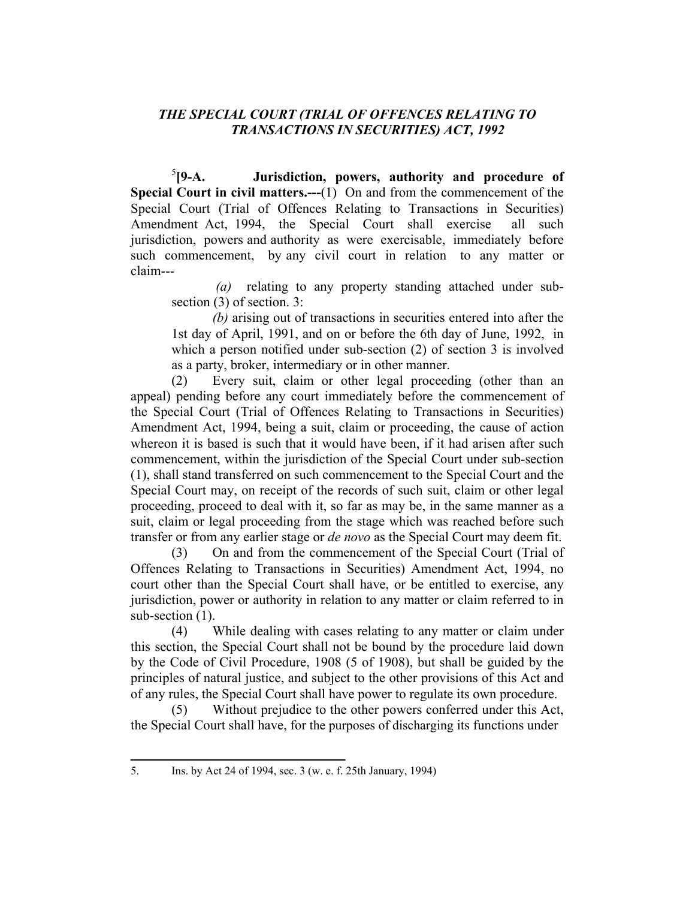*THE SPECIAL COURT (TRIAL OF OFFENCES RELATING TO TRANSACTIONS IN SECURITIES) ACT, 1992*

[5][**9-A. Jurisdiction, powers, authority and procedure of Special Court in civil matters.---**(1) On and from the commencement of the Special Court (Trial of Offences Relating to Transactions in Securities) Amendment Act, 1994, the Special Court shall exercise all such jurisdiction, powers and authority as were exercisable, immediately before such commencement, by any civil court in relation to any matter or claim---

*(a)* relating to any property standing attached under sub-section (3) of section. 3:

*(b)* arising out of transactions in securities entered into after the 1st day of April, 1991, and on or before the 6th day of June, 1992, in which a person notified under sub-section (2) of section 3 is involved as a party, broker, intermediary or in other manner.

(2) Every suit, claim or other legal proceeding (other than an appeal) pending before any court immediately before the commencement of the Special Court (Trial of Offences Relating to Transactions in Securities) Amendment Act, 1994, being a suit, claim or proceeding, the cause of action whereon it is based is such that it would have been, if it had arisen after such commencement, within the jurisdiction of the Special Court under sub-section (1), shall stand transferred on such commencement to the Special Court and the Special Court may, on receipt of the records of such suit, claim or other legal proceeding, proceed to deal with it, so far as may be, in the same manner as a suit, claim or legal proceeding from the stage which was reached before such transfer or from any earlier stage or *de novo* as the Special Court may deem fit.

(3) On and from the commencement of the Special Court (Trial of Offences Relating to Transactions in Securities) Amendment Act, 1994, no court other than the Special Court shall have, or be entitled to exercise, any jurisdiction, power or authority in relation to any matter or claim referred to in sub-section (1).

(4) While dealing with cases relating to any matter or claim under this section, the Special Court shall not be bound by the procedure laid down by the Code of Civil Procedure, 1908 (5 of 1908), but shall be guided by the principles of natural justice, and subject to the other provisions of this Act and of any rules, the Special Court shall have power to regulate its own procedure.

(5) Without prejudice to the other powers conferred under this Act, the Special Court shall have, for the purposes of discharging its functions under

---

5. Ins. by Act 24 of 1994, sec. 3 (w. e. f. 25th January, 1994)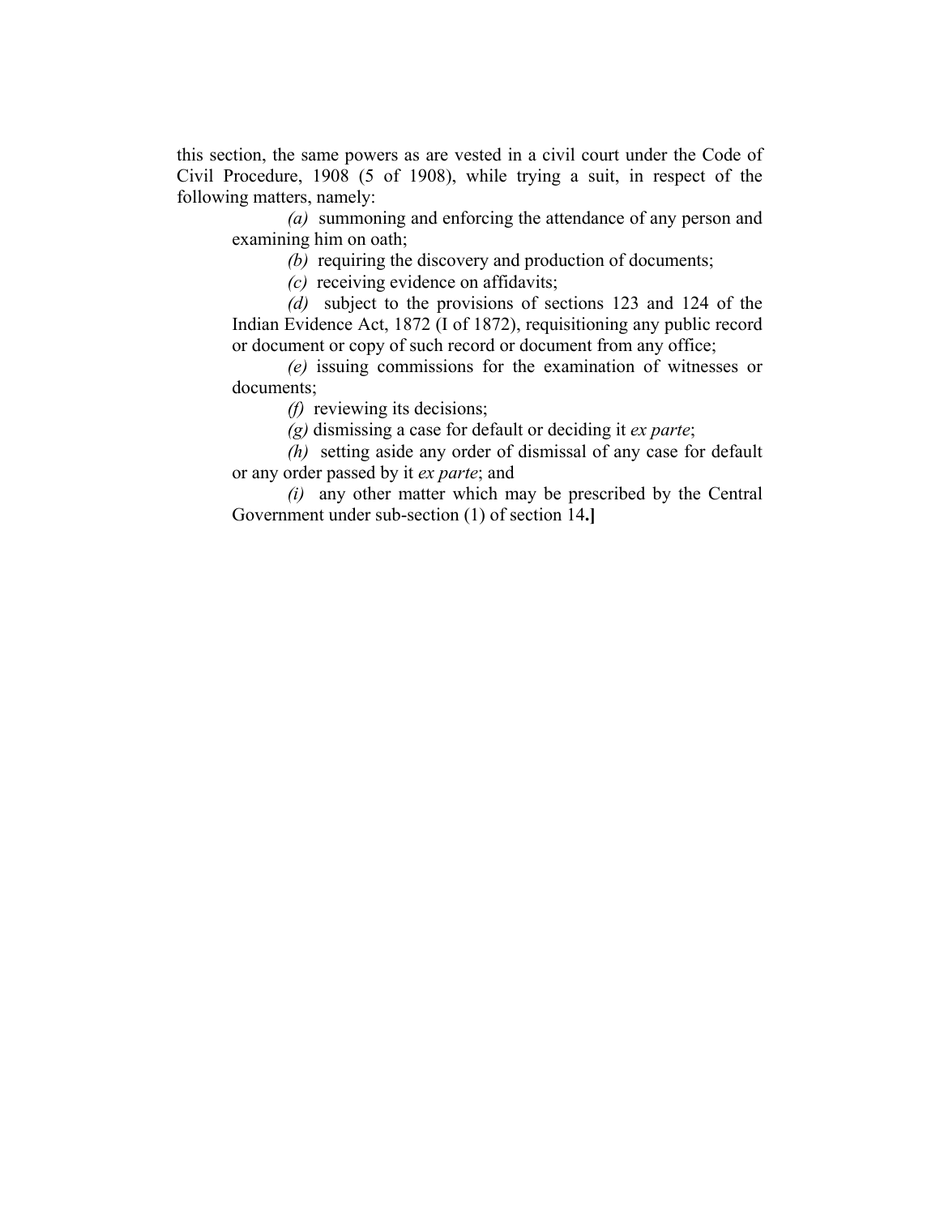this section, the same powers as are vested in a civil court under the Code of Civil Procedure, 1908 (5 of 1908), while trying a suit, in respect of the following matters, namely:

*(a)* summoning and enforcing the attendance of any person and examining him on oath;

*(b)* requiring the discovery and production of documents;

*(c)* receiving evidence on affidavits;

*(d)* subject to the provisions of sections 123 and 124 of the Indian Evidence Act, 1872 (I of 1872), requisitioning any public record or document or copy of such record or document from any office;

*(e)* issuing commissions for the examination of witnesses or documents;

*(f)* reviewing its decisions;

*(g)* dismissing a case for default or deciding it *ex parte*;

*(h)* setting aside any order of dismissal of any case for default or any order passed by it *ex parte*; and

*(i)* any other matter which may be prescribed by the Central Government under sub-section (1) of section 14**.]**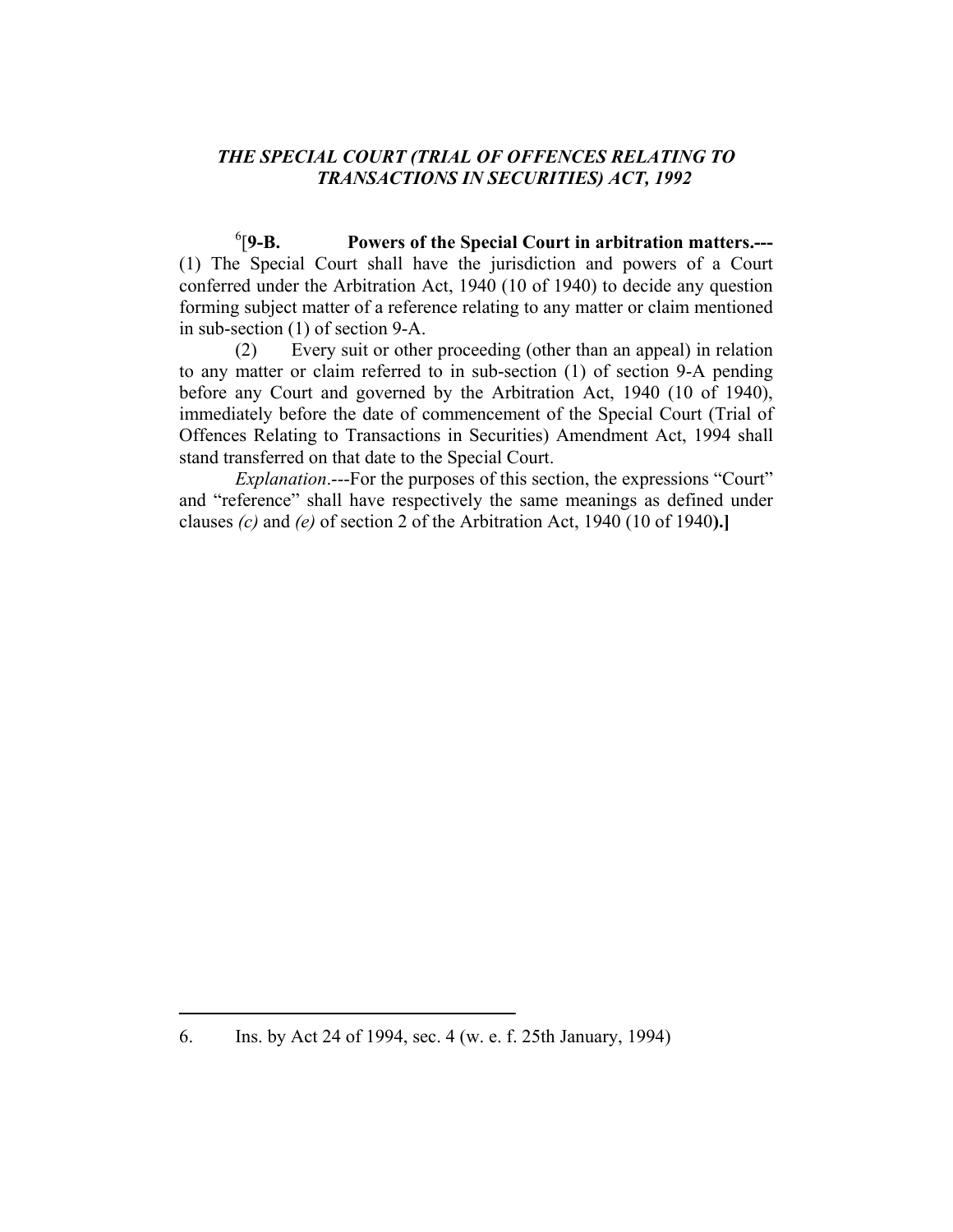***THE SPECIAL COURT (TRIAL OF OFFENCES RELATING TO TRANSACTIONS IN SECURITIES) ACT, 1992***

[6][**9-B. Powers of the Special Court in arbitration matters.---** (1) The Special Court shall have the jurisdiction and powers of a Court conferred under the Arbitration Act, 1940 (10 of 1940) to decide any question forming subject matter of a reference relating to any matter or claim mentioned in sub-section (1) of section 9-A.

(2) Every suit or other proceeding (other than an appeal) in relation to any matter or claim referred to in sub-section (1) of section 9-A pending before any Court and governed by the Arbitration Act, 1940 (10 of 1940), immediately before the date of commencement of the Special Court (Trial of Offences Relating to Transactions in Securities) Amendment Act, 1994 shall stand transferred on that date to the Special Court.

*Explanation*.---For the purposes of this section, the expressions "Court" and "reference" shall have respectively the same meanings as defined under clauses *(c)* and *(e)* of section 2 of the Arbitration Act, 1940 (10 of 1940)**.]**

---

6. Ins. by Act 24 of 1994, sec. 4 (w. e. f. 25th January, 1994)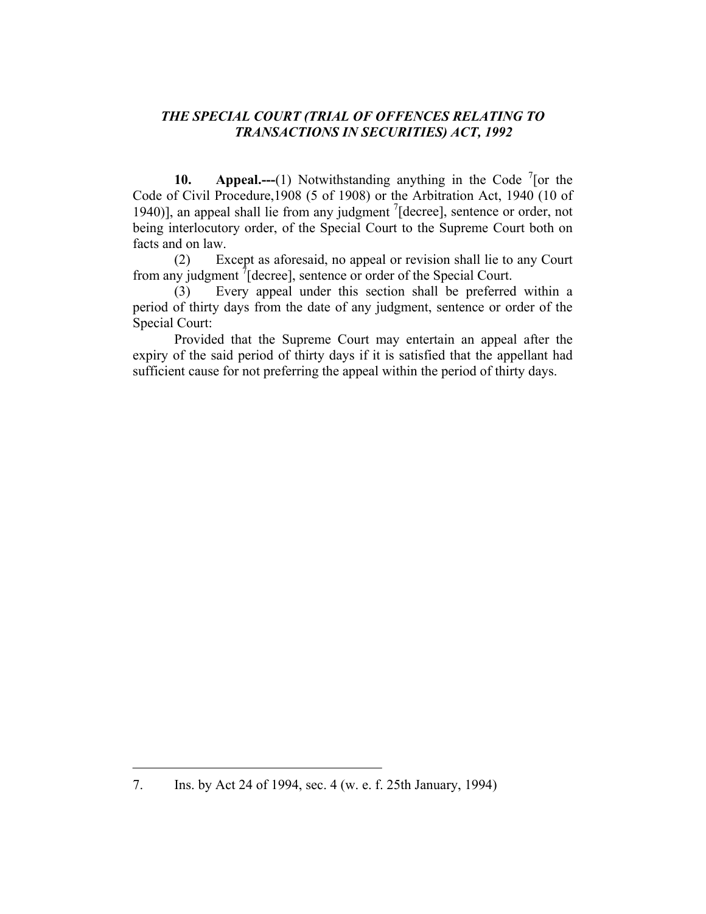***THE SPECIAL COURT (TRIAL OF OFFENCES RELATING TO TRANSACTIONS IN SECURITIES) ACT, 1992***

**10. Appeal.---**(1) Notwithstanding anything in the Code [7][or the Code of Civil Procedure,1908 (5 of 1908) or the Arbitration Act, 1940 (10 of 1940)], an appeal shall lie from any judgment [7][decree], sentence or order, not being interlocutory order, of the Special Court to the Supreme Court both on facts and on law.

(2) Except as aforesaid, no appeal or revision shall lie to any Court from any judgment [7][decree], sentence or order of the Special Court.

(3) Every appeal under this section shall be preferred within a period of thirty days from the date of any judgment, sentence or order of the Special Court:

Provided that the Supreme Court may entertain an appeal after the expiry of the said period of thirty days if it is satisfied that the appellant had sufficient cause for not preferring the appeal within the period of thirty days.

---

7. Ins. by Act 24 of 1994, sec. 4 (w. e. f. 25th January, 1994)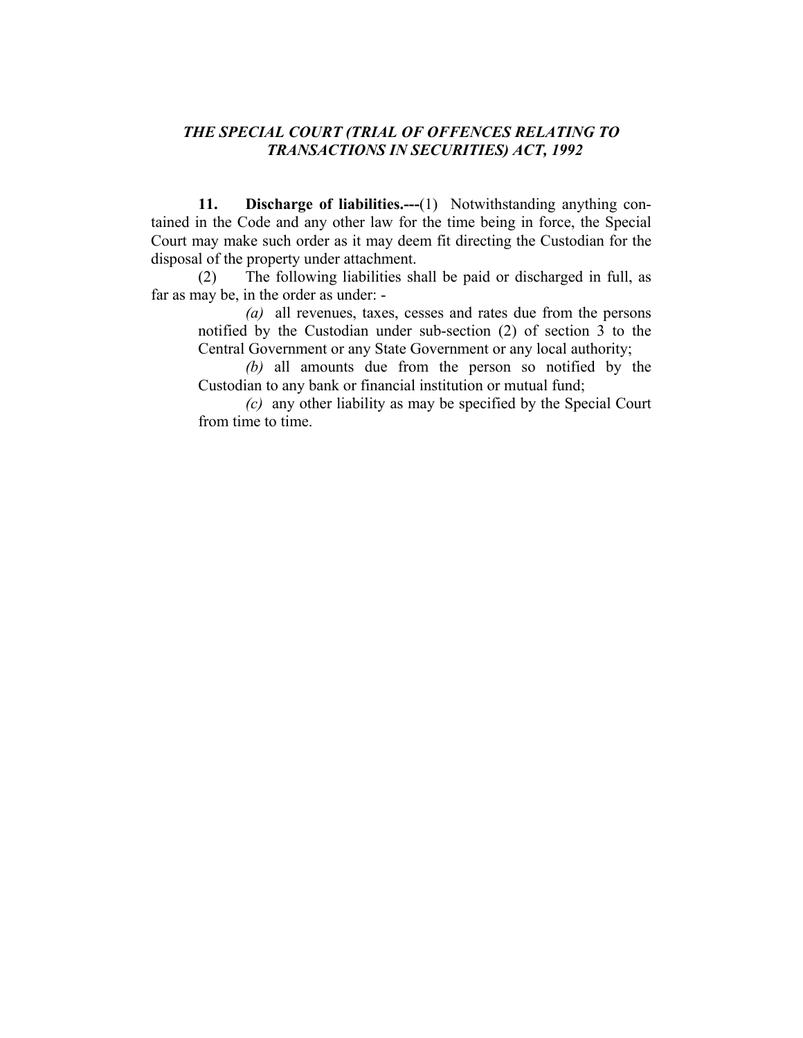***THE SPECIAL COURT (TRIAL OF OFFENCES RELATING TO TRANSACTIONS IN SECURITIES) ACT, 1992***

**11. Discharge of liabilities.---**(1) Notwithstanding anything contained in the Code and any other law for the time being in force, the Special Court may make such order as it may deem fit directing the Custodian for the disposal of the property under attachment.

(2) The following liabilities shall be paid or discharged in full, as far as may be, in the order as under: -

*(a)* all revenues, taxes, cesses and rates due from the persons notified by the Custodian under sub-section (2) of section 3 to the Central Government or any State Government or any local authority;

*(b)* all amounts due from the person so notified by the Custodian to any bank or financial institution or mutual fund;

*(c)* any other liability as may be specified by the Special Court from time to time.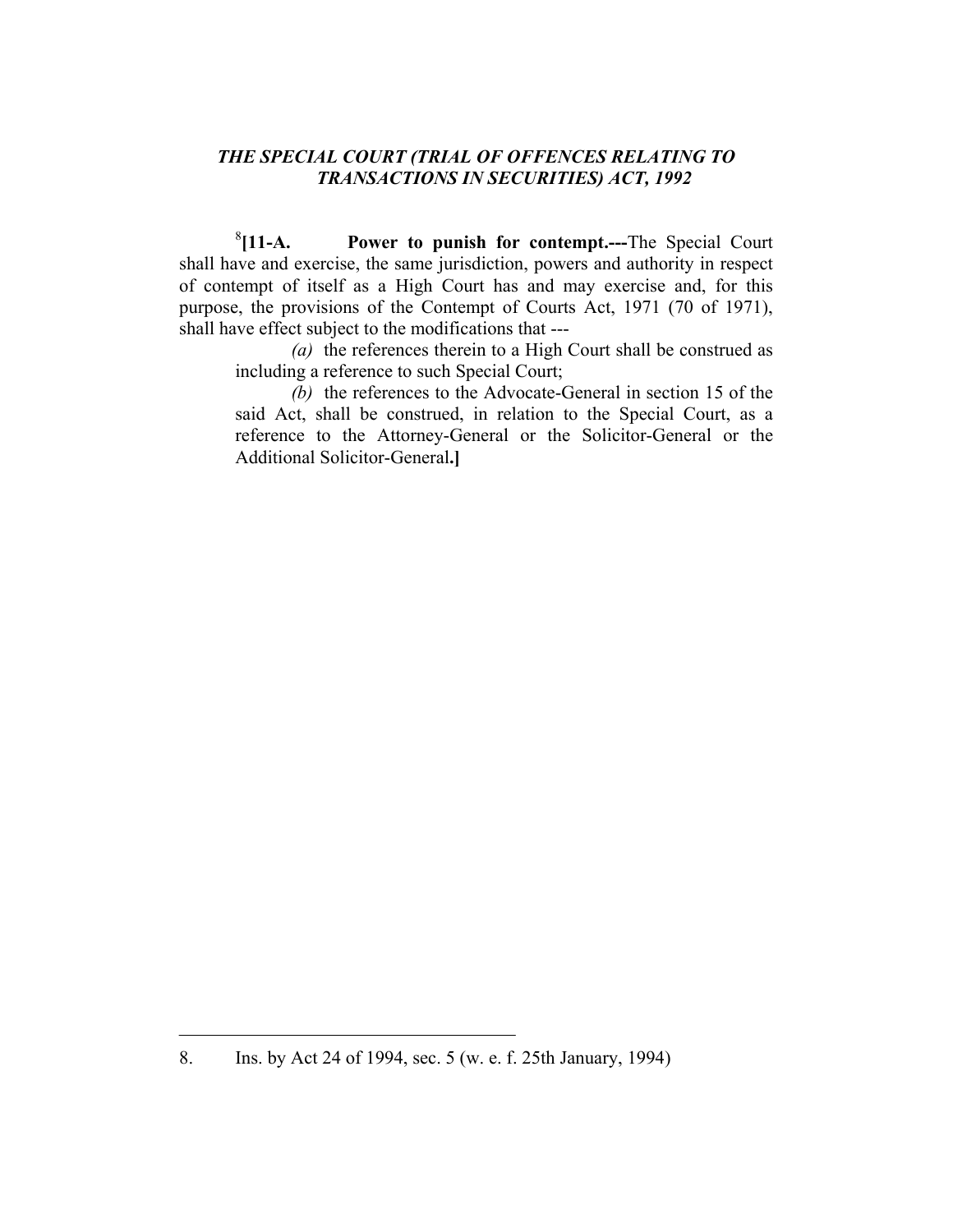***THE SPECIAL COURT (TRIAL OF OFFENCES RELATING TO TRANSACTIONS IN SECURITIES) ACT, 1992***

[8]**[11-A. Power to punish for contempt.---**The Special Court shall have and exercise, the same jurisdiction, powers and authority in respect of contempt of itself as a High Court has and may exercise and, for this purpose, the provisions of the Contempt of Courts Act, 1971 (70 of 1971), shall have effect subject to the modifications that ---

*(a)* the references therein to a High Court shall be construed as including a reference to such Special Court;

*(b)* the references to the Advocate-General in section 15 of the said Act, shall be construed, in relation to the Special Court, as a reference to the Attorney-General or the Solicitor-General or the Additional Solicitor-General**.]**

---

8. Ins. by Act 24 of 1994, sec. 5 (w. e. f. 25th January, 1994)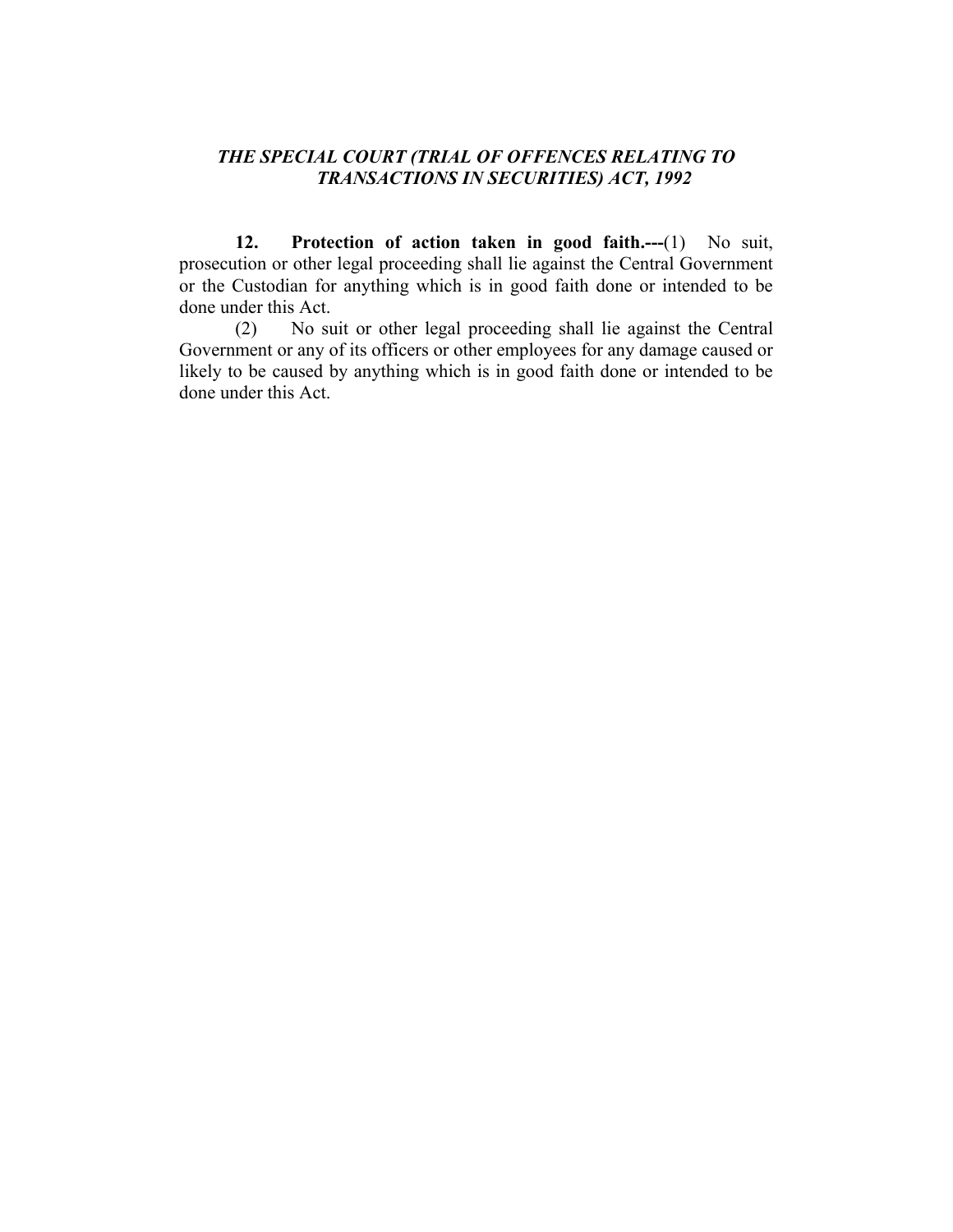***THE SPECIAL COURT (TRIAL OF OFFENCES RELATING TO TRANSACTIONS IN SECURITIES) ACT, 1992***

**12. Protection of action taken in good faith.---**(1) No suit, prosecution or other legal proceeding shall lie against the Central Government or the Custodian for anything which is in good faith done or intended to be done under this Act.

(2) No suit or other legal proceeding shall lie against the Central Government or any of its officers or other employees for any damage caused or likely to be caused by anything which is in good faith done or intended to be done under this Act.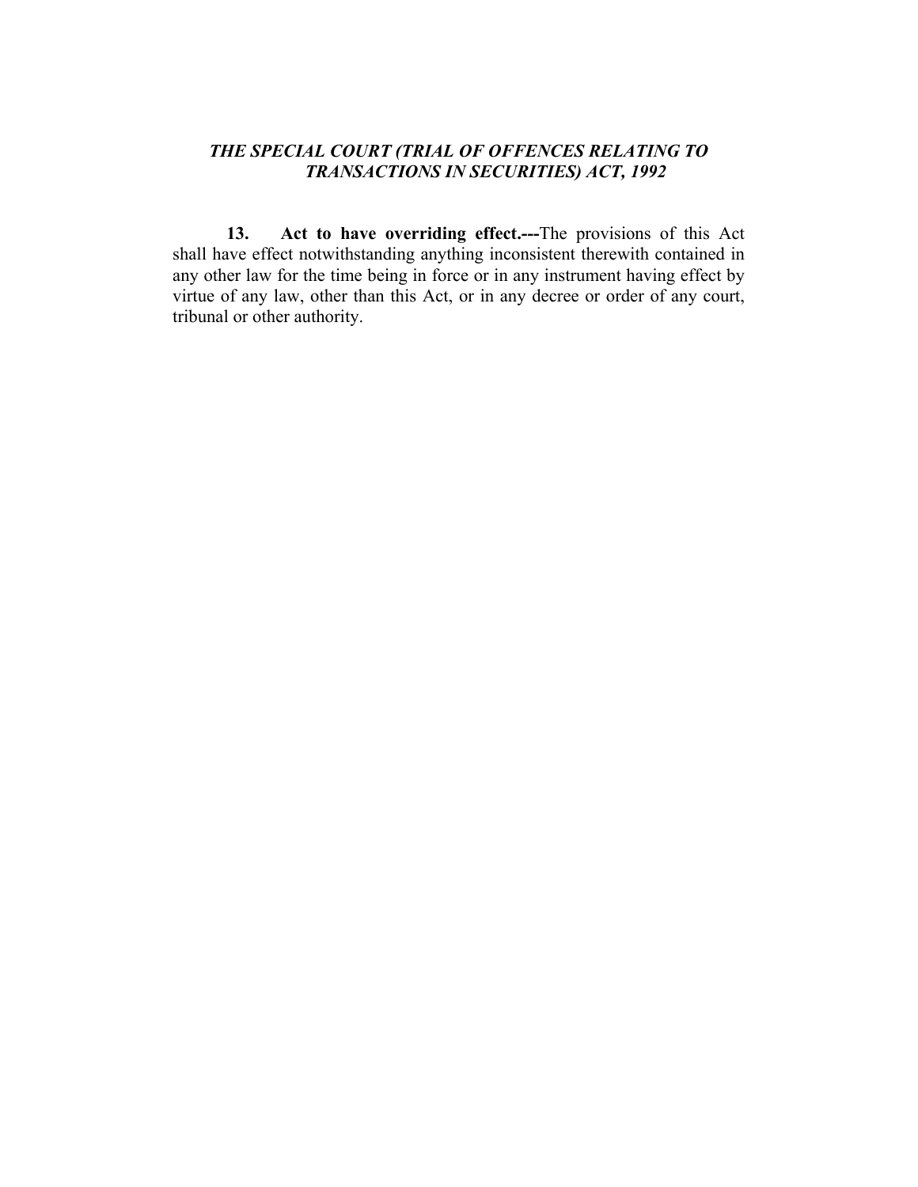***THE SPECIAL COURT (TRIAL OF OFFENCES RELATING TO TRANSACTIONS IN SECURITIES) ACT, 1992***

**13. Act to have overriding effect.---**The provisions of this Act shall have effect notwithstanding anything inconsistent therewith contained in any other law for the time being in force or in any instrument having effect by virtue of any law, other than this Act, or in any decree or order of any court, tribunal or other authority.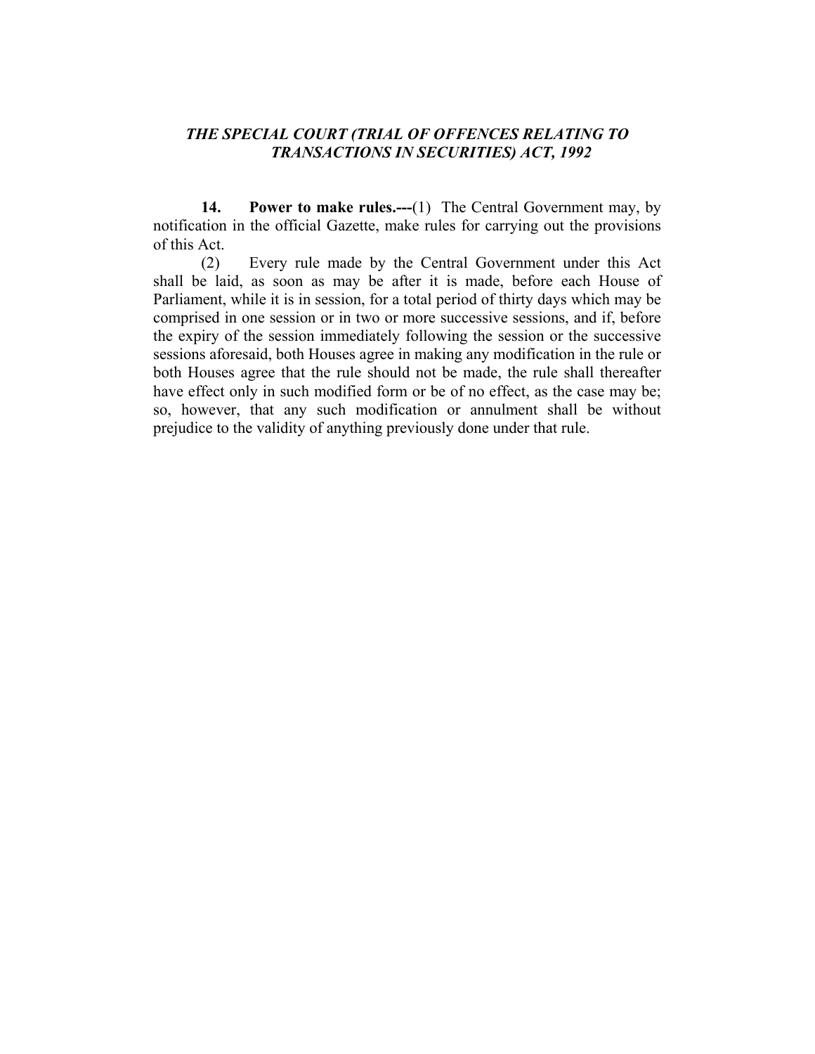***THE SPECIAL COURT (TRIAL OF OFFENCES RELATING TO TRANSACTIONS IN SECURITIES) ACT, 1992***

**14. Power to make rules.---**(1) The Central Government may, by notification in the official Gazette, make rules for carrying out the provisions of this Act.

(2) Every rule made by the Central Government under this Act shall be laid, as soon as may be after it is made, before each House of Parliament, while it is in session, for a total period of thirty days which may be comprised in one session or in two or more successive sessions, and if, before the expiry of the session immediately following the session or the successive sessions aforesaid, both Houses agree in making any modification in the rule or both Houses agree that the rule should not be made, the rule shall thereafter have effect only in such modified form or be of no effect, as the case may be; so, however, that any such modification or annulment shall be without prejudice to the validity of anything previously done under that rule.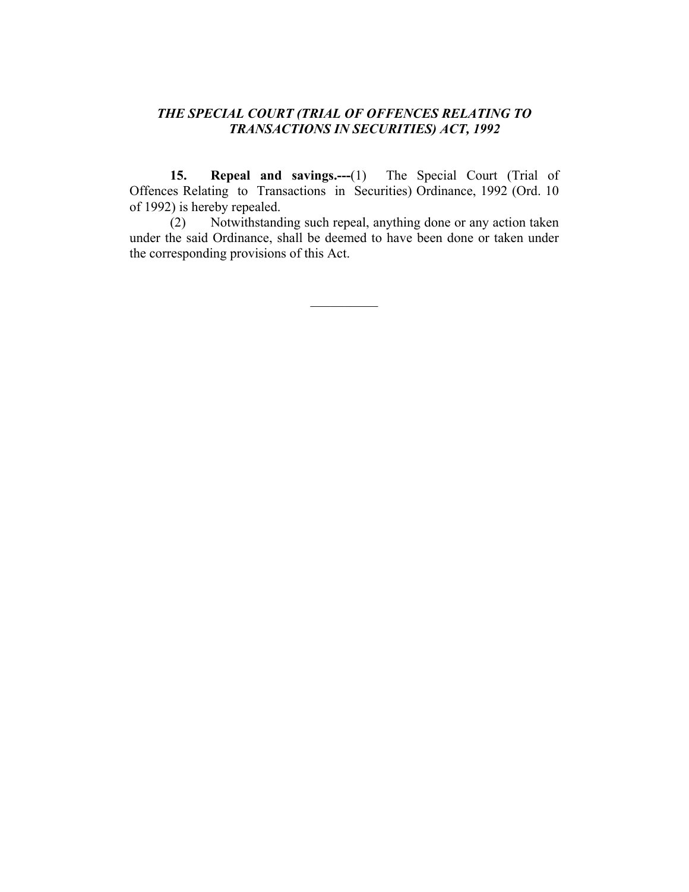*THE SPECIAL COURT (TRIAL OF OFFENCES RELATING TO TRANSACTIONS IN SECURITIES) ACT, 1992*

**15. Repeal and savings.---**(1) The Special Court (Trial of Offences Relating to Transactions in Securities) Ordinance, 1992 (Ord. 10 of 1992) is hereby repealed.

(2) Notwithstanding such repeal, anything done or any action taken under the said Ordinance, shall be deemed to have been done or taken under the corresponding provisions of this Act.

\_\_\_\_\_\_\_\_\_\_